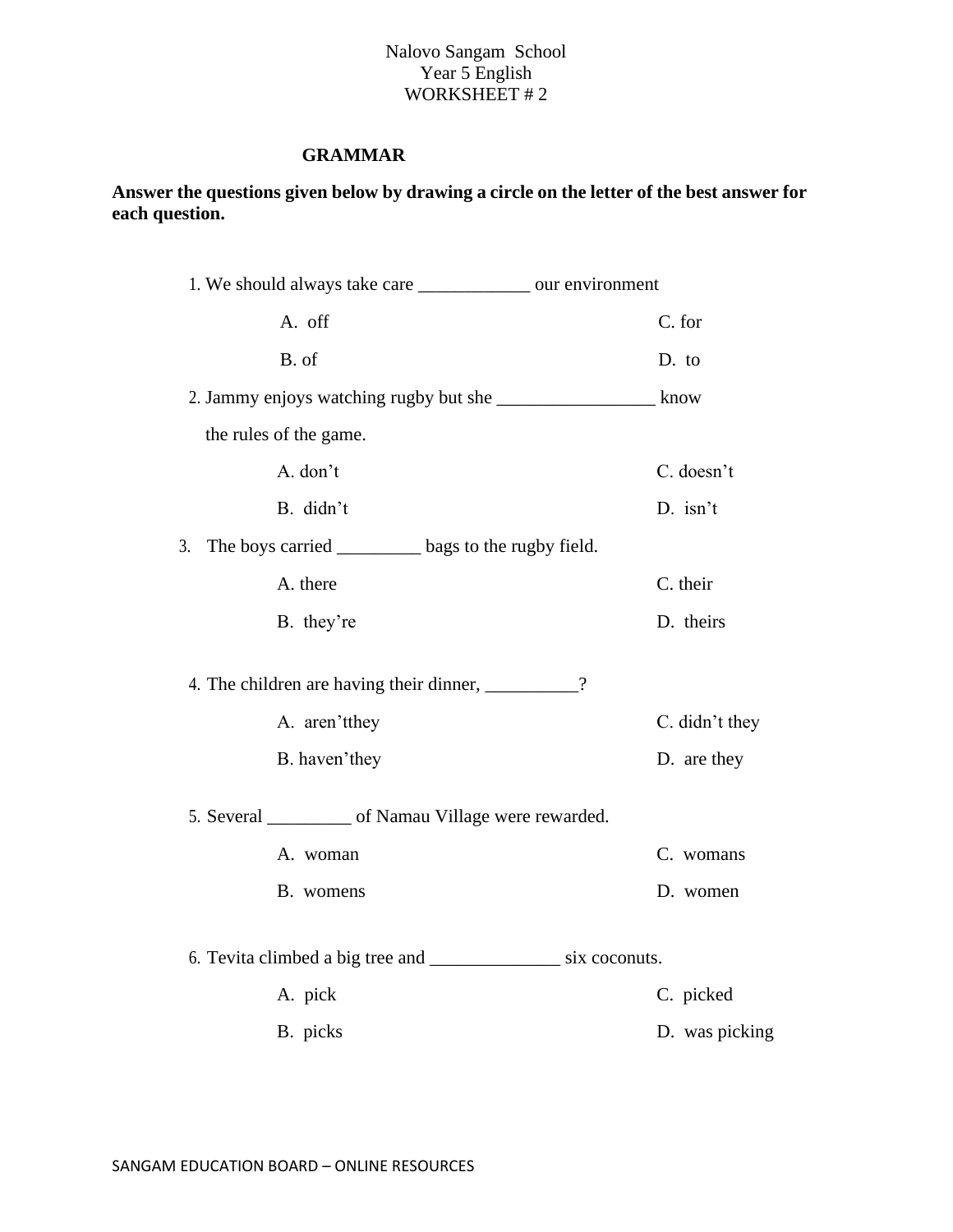Nalovo Sangam School
Year 5 English
WORKSHEET # 2

## GRAMMAR

**Answer the questions given below by drawing a circle on the letter of the best answer for each question.**

1. We should always take care ____________ our environment

   A. off  
   B. of  
   C. for  
   D. to

2. Jammy enjoys watching rugby but she _________________ know the rules of the game.

   A. don't  
   B. didn't  
   C. doesn't  
   D. isn't

3. The boys carried _________ bags to the rugby field.

   A. there  
   B. they're  
   C. their  
   D. theirs

4. The children are having their dinner, __________?

   A. aren'tthey  
   B. haven'they  
   C. didn't they  
   D. are they

5. Several _________ of Namau Village were rewarded.

   A. woman  
   B. womens  
   C. womans  
   D. women

6. Tevita climbed a big tree and ______________ six coconuts.

   A. pick  
   B. picks  
   C. picked  
   D. was picking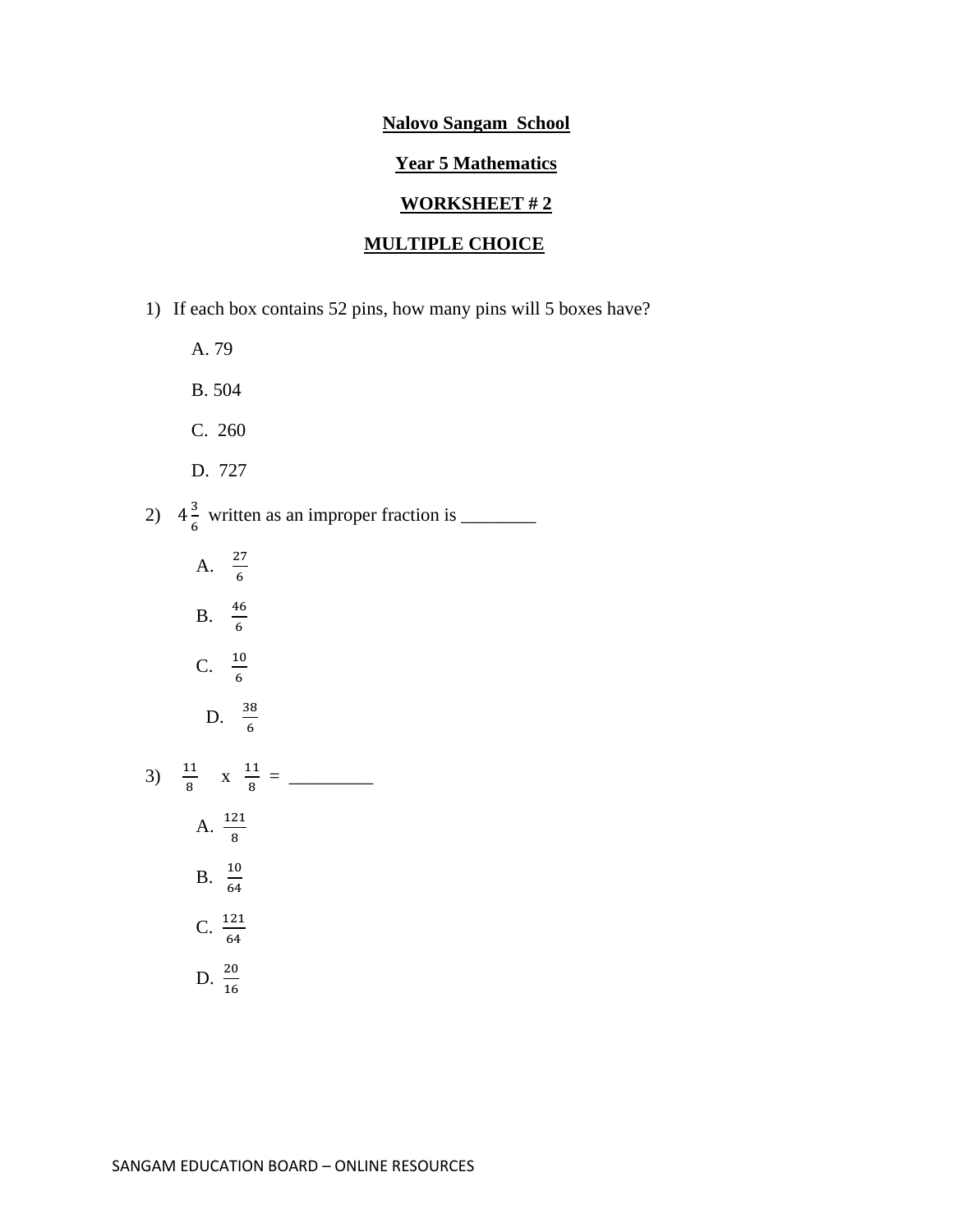**Nalovo Sangam School**

**Year 5 Mathematics**

**WORKSHEET # 2**

**MULTIPLE CHOICE**

1) If each box contains 52 pins, how many pins will 5 boxes have?

   A. 79

   B. 504

   C. 260

   D. 727

2) $4\frac{3}{6}$ written as an improper fraction is ________

   A. $\frac{27}{6}$

   B. $\frac{46}{6}$

   C. $\frac{10}{6}$

   D. $\frac{38}{6}$

3) $\frac{11}{8}$ x $\frac{11}{8}$ = _________

   A. $\frac{121}{8}$

   B. $\frac{10}{64}$

   C. $\frac{121}{64}$

   D. $\frac{20}{16}$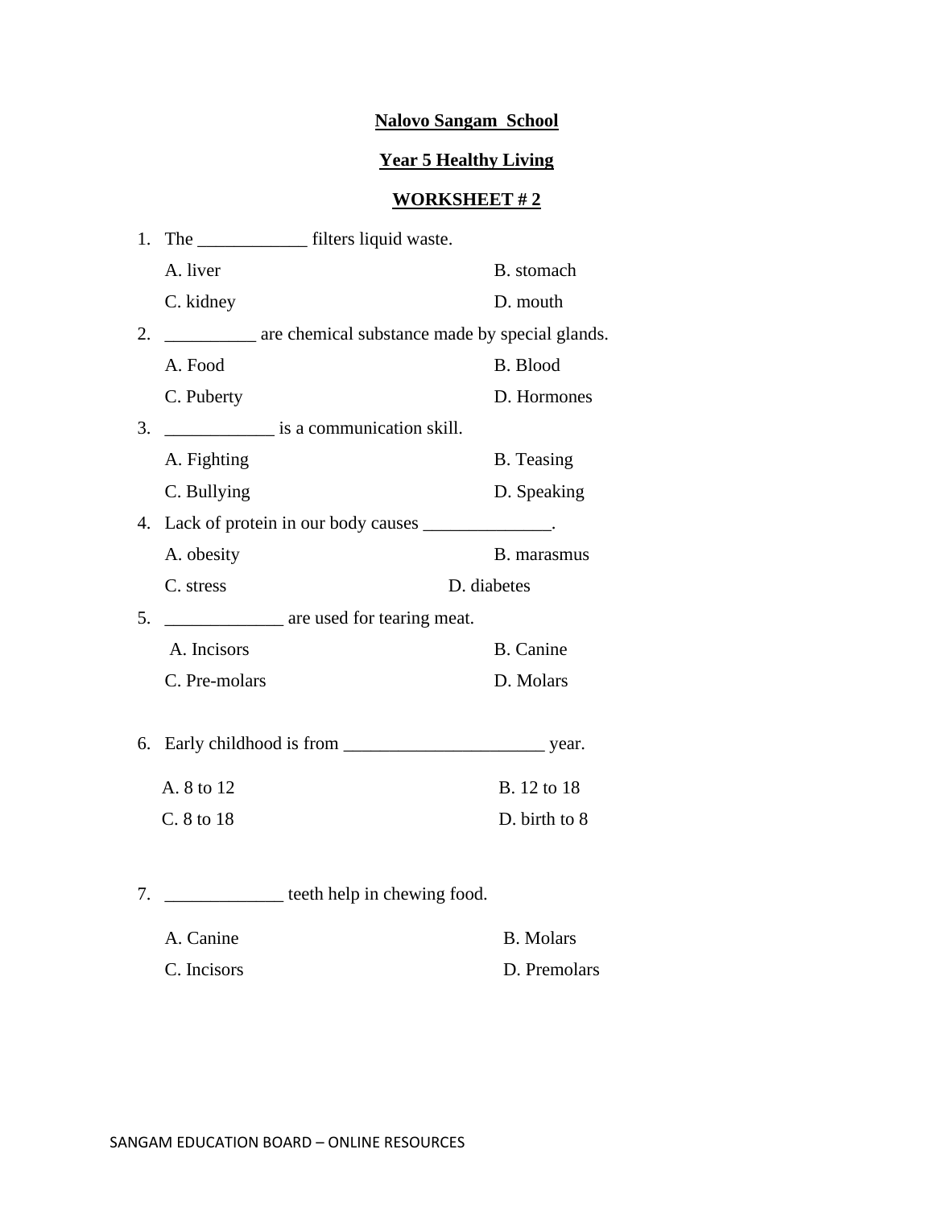**Nalovo Sangam School**

**Year 5 Healthy Living**

**WORKSHEET # 2**

1. The ____________ filters liquid waste.

   A. liver B. stomach
   C. kidney D. mouth

2. __________ are chemical substance made by special glands.

   A. Food B. Blood
   C. Puberty D. Hormones

3. ____________ is a communication skill.

   A. Fighting B. Teasing
   C. Bullying D. Speaking

4. Lack of protein in our body causes ______________.

   A. obesity B. marasmus
   C. stress D. diabetes

5. _____________ are used for tearing meat.

   A. Incisors B. Canine
   C. Pre-molars D. Molars

6. Early childhood is from ______________________ year.

   A. 8 to 12 B. 12 to 18
   C. 8 to 18 D. birth to 8

7. _____________ teeth help in chewing food.

   A. Canine B. Molars
   C. Incisors D. Premolars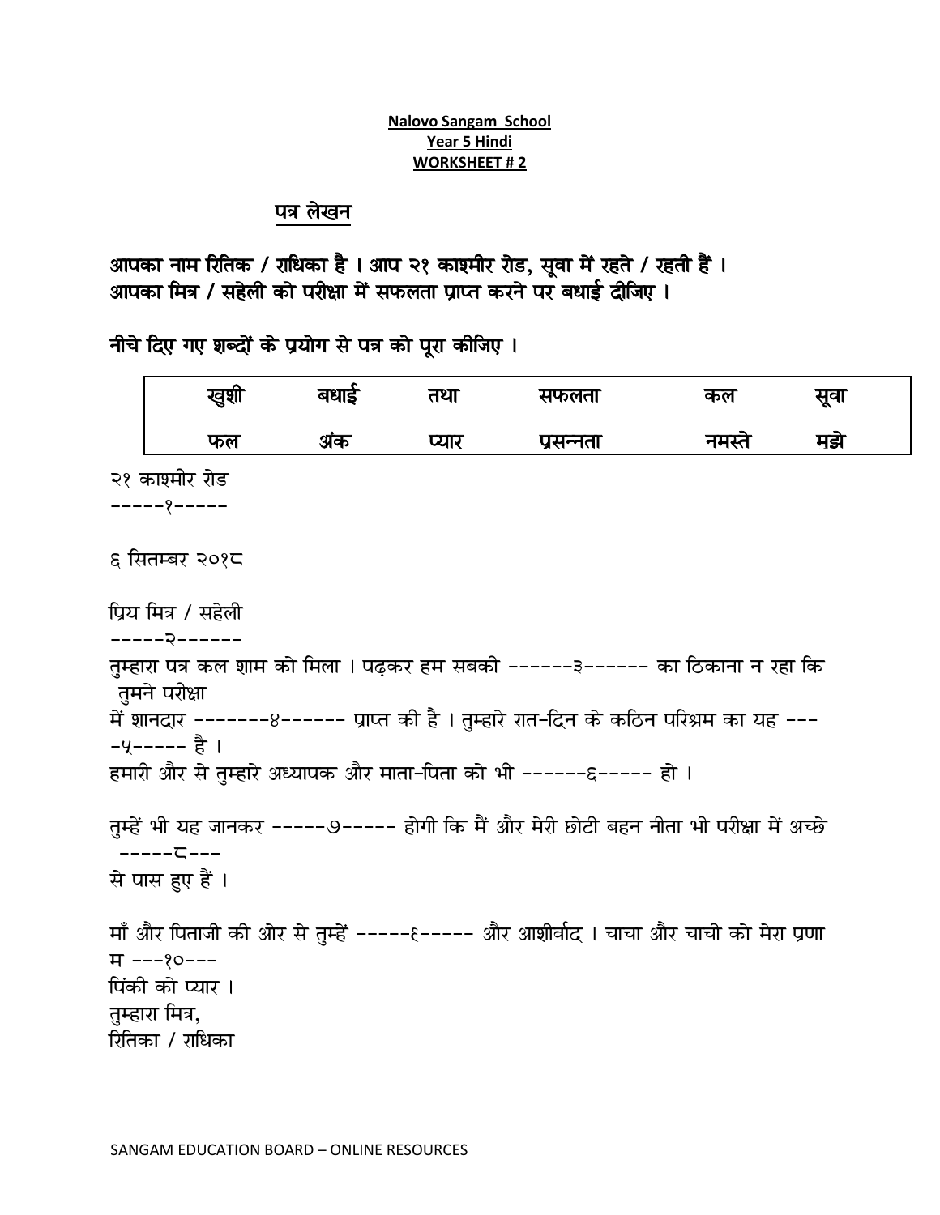**Nalovo Sangam School**
**Year 5 Hindi**
**WORKSHEET # 2**

## पत्र लेखन

**आपका नाम रितिक / राधिका है । आप २१ काश्मीर रोड, सूवा में रहते / रहती हैं । आपका मित्र / सहेली को परीक्षा में सफलता प्राप्त करने पर बधाई दीजिए ।**

**नीचे दिए गए शब्दों के प्रयोग से पत्र को पूरा कीजिए ।**

| खुशी | बधाई | तथा | सफलता | कल | सूवा |
|---|---|---|---|---|---|
| फल | अंक | प्यार | प्रसन्नता | नमस्ते | मज़े |

२१ काश्मीर रोड
-----१-----

६ सितम्बर २०१८

प्रिय मित्र / सहेली
-----२------
तुम्हारा पत्र कल शाम को मिला । पढ़कर हम सबकी ------३------ का ठिकाना न रहा कि तुमने परीक्षा
में शानदार -------४------ प्राप्त की है । तुम्हारे रात-दिन के कठिन परिश्रम का यह ----५----- है ।
हमारी और से तुम्हारे अध्यापक और माता-पिता को भी ------६----- हो ।

तुम्हें भी यह जानकर -----७----- होगी कि मैं और मेरी छोटी बहन नीता भी परीक्षा में अच्छे -----८---
से पास हुए हैं ।

माँ और पिताजी की ओर से तुम्हें -----९----- और आशीर्वाद । चाचा और चाची को मेरा प्रणाम ---१०---
पिंकी को प्यार ।
तुम्हारा मित्र,
रितिका / राधिका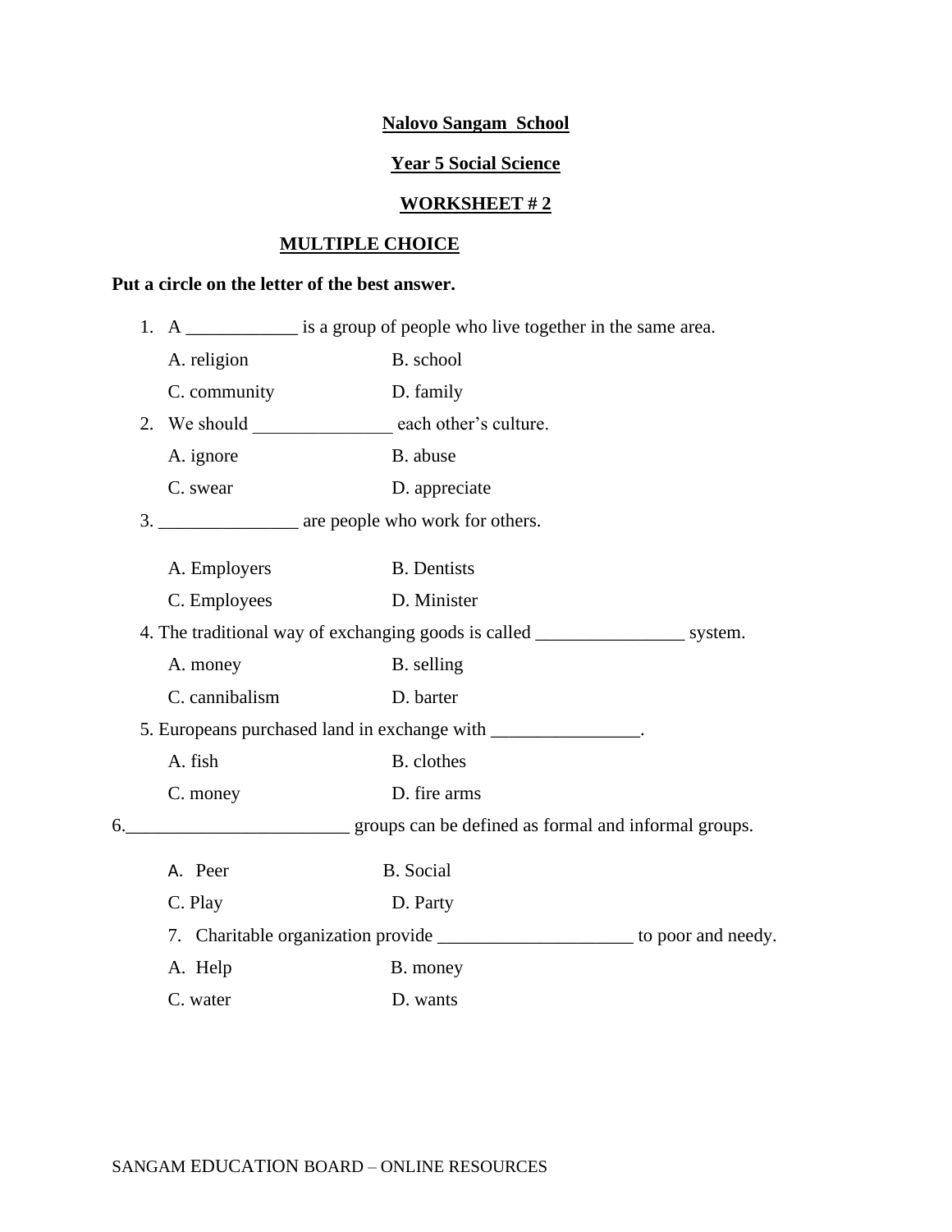**Nalovo Sangam School**

**Year 5 Social Science**

**WORKSHEET # 2**

**MULTIPLE CHOICE**

**Put a circle on the letter of the best answer.**

1. A ____________ is a group of people who live together in the same area.

   A. religion B. school

   C. community D. family

2. We should _______________ each other's culture.

   A. ignore B. abuse

   C. swear D. appreciate

3. _______________ are people who work for others.

   A. Employers B. Dentists

   C. Employees D. Minister

4. The traditional way of exchanging goods is called ________________ system.

   A. money B. selling

   C. cannibalism D. barter

5. Europeans purchased land in exchange with ________________.

   A. fish B. clothes

   C. money D. fire arms

6. ________________________ groups can be defined as formal and informal groups.

   A. Peer B. Social

   C. Play D. Party

7. Charitable organization provide _____________________ to poor and needy.

   A. Help B. money

   C. water D. wants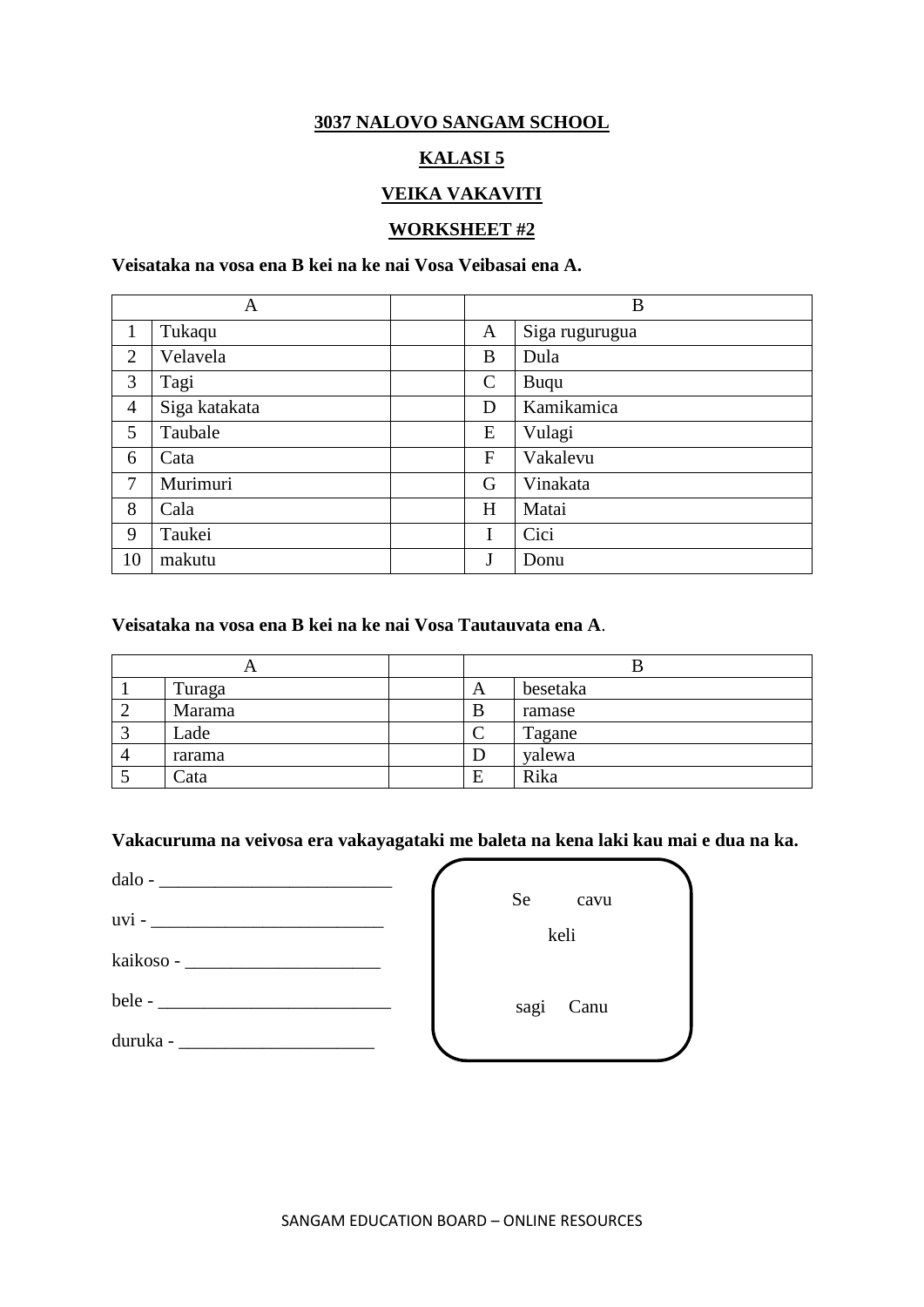**3037 NALOVO SANGAM SCHOOL**

**KALASI 5**

**VEIKA VAKAVITI**

**WORKSHEET #2**

**Veisataka na vosa ena B kei na ke nai Vosa Veibasai ena A.**

| A | | | B | |
|---|---|---|---|---|
| 1 | Tukaqu | | A | Siga rugurugua |
| 2 | Velavela | | B | Dula |
| 3 | Tagi | | C | Buqu |
| 4 | Siga katakata | | D | Kamikamica |
| 5 | Taubale | | E | Vulagi |
| 6 | Cata | | F | Vakalevu |
| 7 | Murimuri | | G | Vinakata |
| 8 | Cala | | H | Matai |
| 9 | Taukei | | I | Cici |
| 10 | makutu | | J | Donu |

**Veisataka na vosa ena B kei na ke nai Vosa Tautauvata ena A**.

| A | | | B | |
|---|---|---|---|---|
| 1 | Turaga | | A | besetaka |
| 2 | Marama | | B | ramase |
| 3 | Lade | | C | Tagane |
| 4 | rarama | | D | yalewa |
| 5 | Cata | | E | Rika |

**Vakacuruma na veivosa era vakayagataki me baleta na kena laki kau mai e dua na ka.**

dalo - ________________________

uvi - ________________________

kaikoso - ____________________

bele - ________________________

duruka - ____________________

Se cavu keli sagi Canu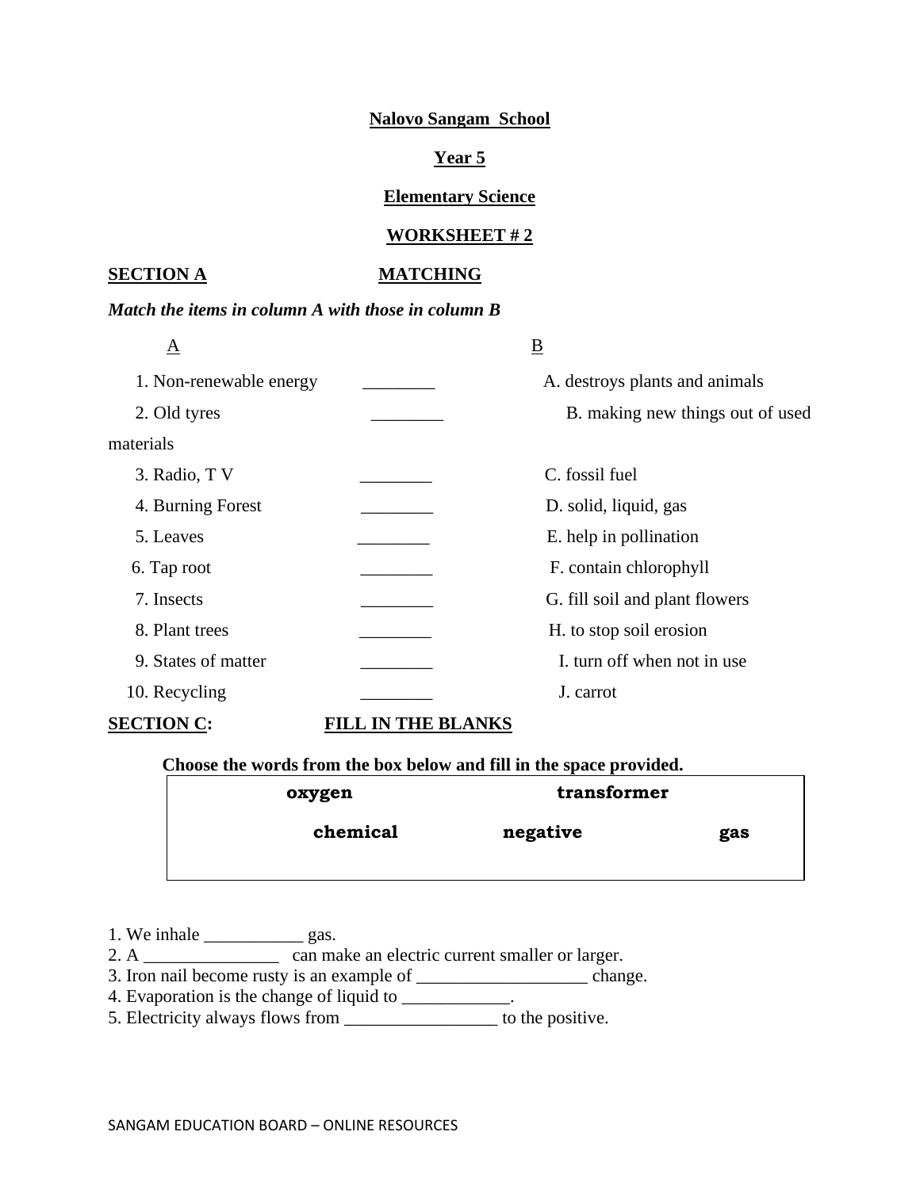**Nalovo Sangam School**

**Year 5**

**Elementary Science**

**WORKSHEET # 2**

**SECTION A** **MATCHING**

***Match the items in column A with those in column B***

| A | | B |
|---|---|---|
| 1. Non-renewable energy | ________ | A. destroys plants and animals |
| 2. Old tyres | ________ | B. making new things out of used materials |
| 3. Radio, T V | ________ | C. fossil fuel |
| 4. Burning Forest | ________ | D. solid, liquid, gas |
| 5. Leaves | ________ | E. help in pollination |
| 6. Tap root | ________ | F. contain chlorophyll |
| 7. Insects | ________ | G. fill soil and plant flowers |
| 8. Plant trees | ________ | H. to stop soil erosion |
| 9. States of matter | ________ | I. turn off when not in use |
| 10. Recycling | ________ | J. carrot |

**SECTION C:** **FILL IN THE BLANKS**

**Choose the words from the box below and fill in the space provided.**

| | | |
|---|---|---|
| **oxygen** | **transformer** | |
| **chemical** | **negative** | **gas** |

1. We inhale ___________ gas.
2. A _______________ can make an electric current smaller or larger.
3. Iron nail become rusty is an example of ___________________ change.
4. Evaporation is the change of liquid to ____________.
5. Electricity always flows from _________________ to the positive.